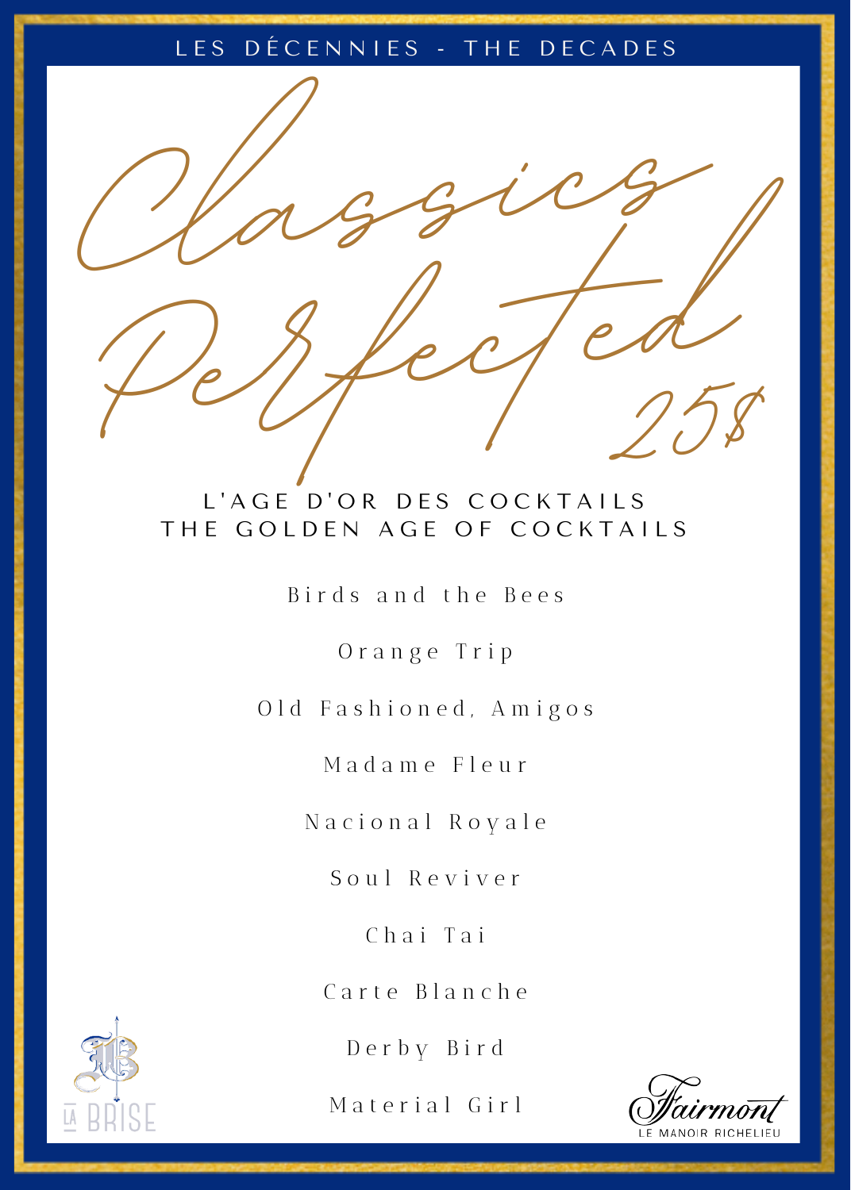LES DÉCENNIES - THE DECADES

# Classics Perfected

25$

## L'AGE D'OR DES COCKTAILS
## THE GOLDEN AGE OF COCKTAILS

Birds and the Bees

Orange Trip

Old Fashioned, Amigos

Madame Fleur

Nacional Royale

Soul Reviver

Chai Tai

Carte Blanche

Derby Bird

Material Girl

LA BRISE

Fairmont LE MANOIR RICHELIEU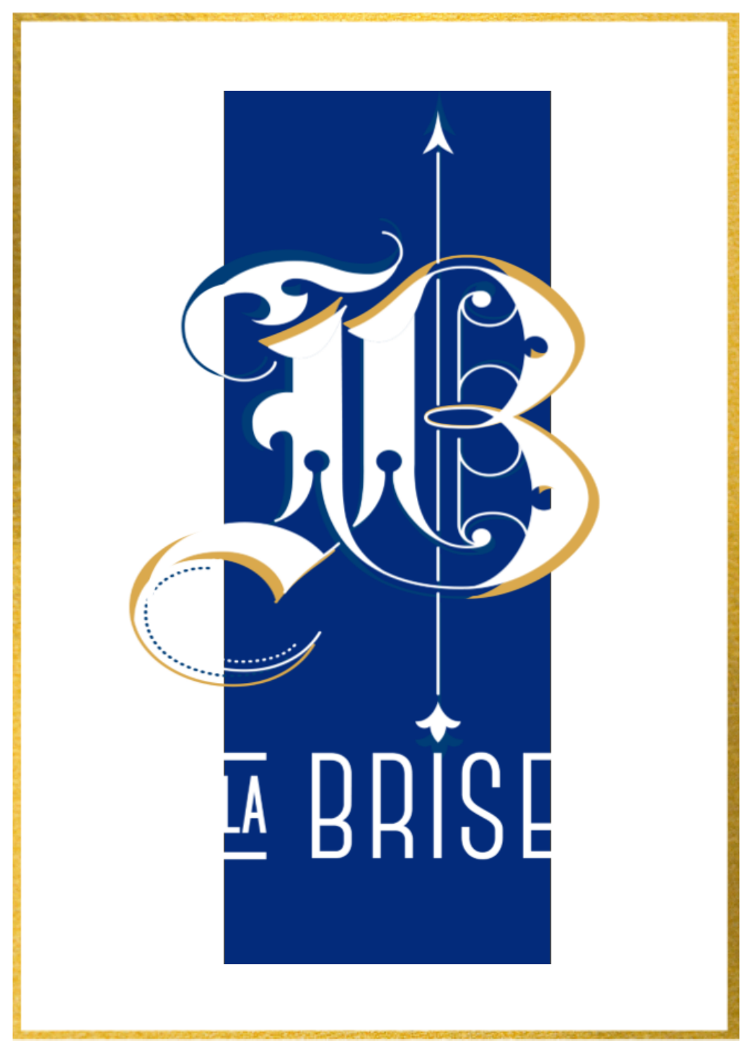LA BRISE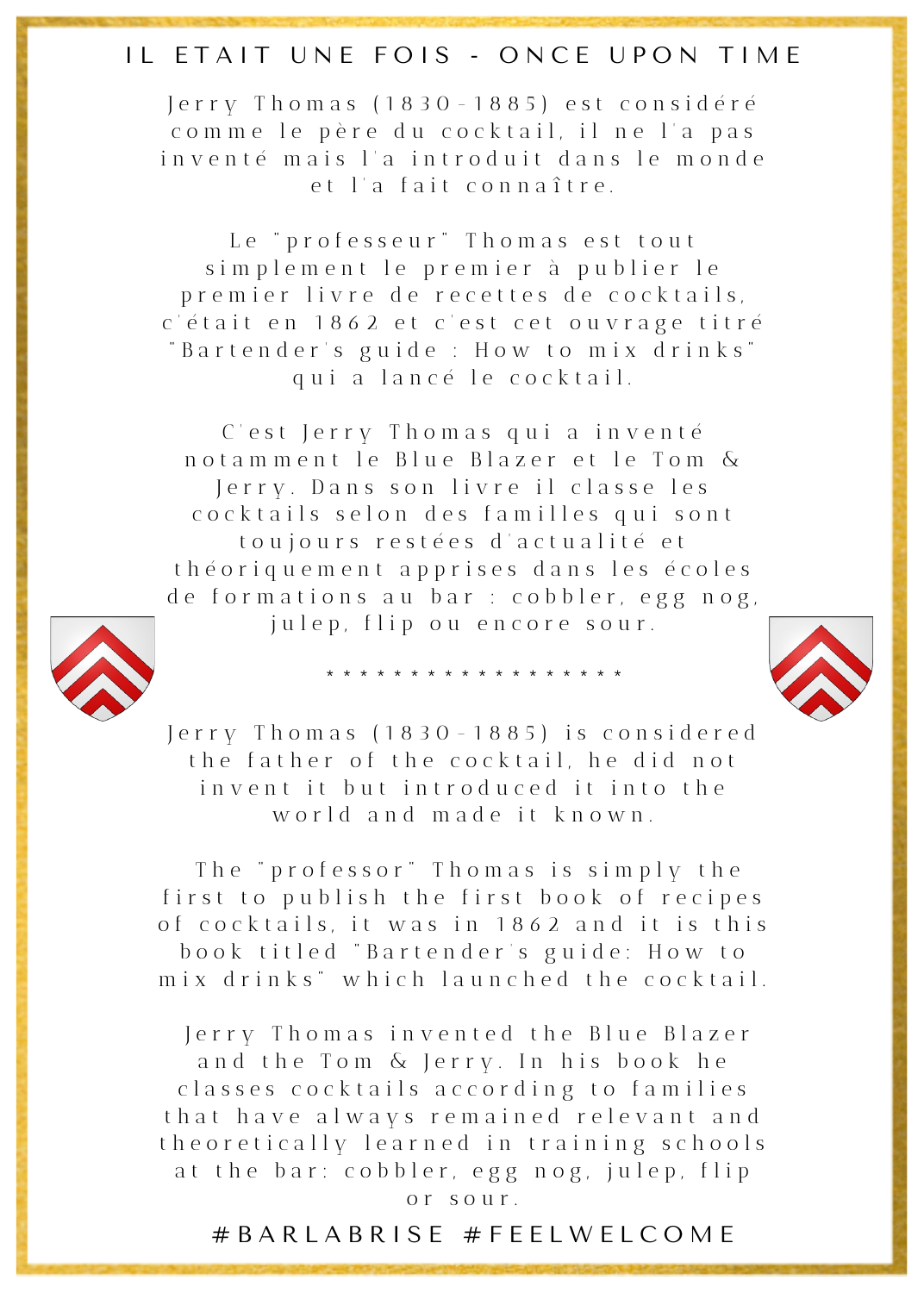# IL ETAIT UNE FOIS - ONCE UPON TIME

Jerry Thomas (1830-1885) est considéré comme le père du cocktail, il ne l'a pas inventé mais l'a introduit dans le monde et l'a fait connaître.

Le "professeur" Thomas est tout simplement le premier à publier le premier livre de recettes de cocktails, c'était en 1862 et c'est cet ouvrage titré "Bartender's guide : How to mix drinks" qui a lancé le cocktail.

C'est Jerry Thomas qui a inventé notamment le Blue Blazer et le Tom & Jerry. Dans son livre il classe les cocktails selon des familles qui sont toujours restées d'actualité et théoriquement apprises dans les écoles de formations au bar : cobbler, egg nog, julep, flip ou encore sour.

\* \* \* \* \* \* \* \* \* \* \* \* \* \* \* \* \* \* \*

Jerry Thomas (1830-1885) is considered the father of the cocktail, he did not invent it but introduced it into the world and made it known.

The "professor" Thomas is simply the first to publish the first book of recipes of cocktails, it was in 1862 and it is this book titled "Bartender's guide: How to mix drinks" which launched the cocktail.

Jerry Thomas invented the Blue Blazer and the Tom & Jerry. In his book he classes cocktails according to families that have always remained relevant and theoretically learned in training schools at the bar: cobbler, egg nog, julep, flip or sour.

#BARLABRISE #FEELWELCOME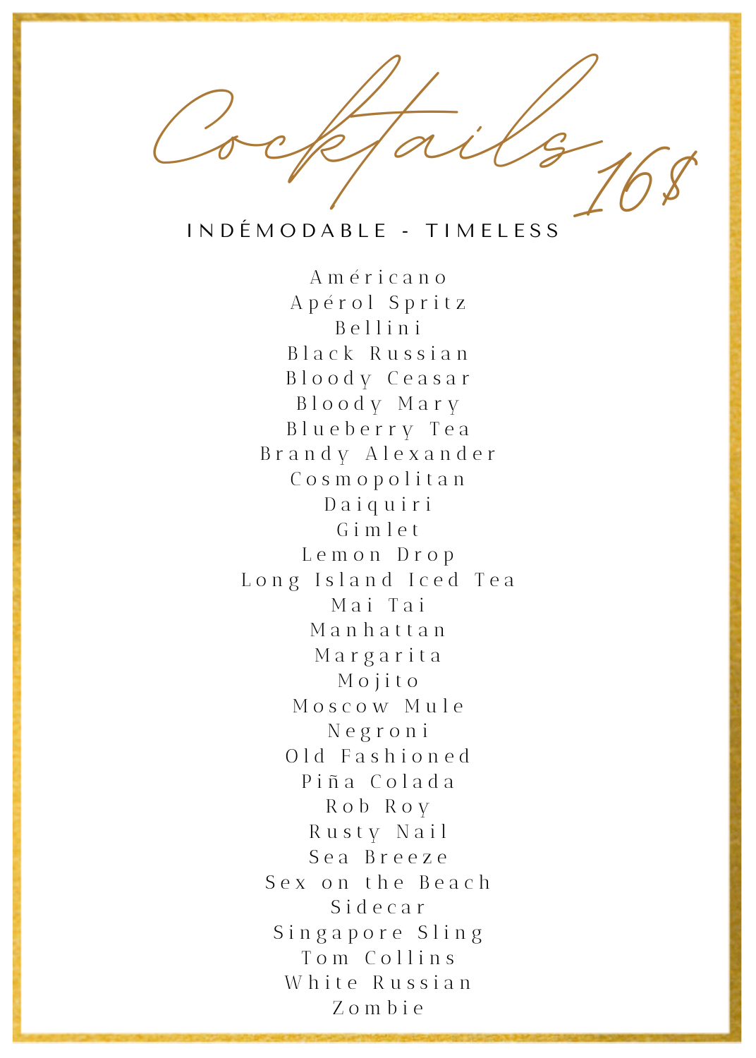# Cocktails 16$

## INDÉMODABLE - TIMELESS

Américano
Apérol Spritz
Bellini
Black Russian
Bloody Ceasar
Bloody Mary
Blueberry Tea
Brandy Alexander
Cosmopolitan
Daiquiri
Gimlet
Lemon Drop
Long Island Iced Tea
Mai Tai
Manhattan
Margarita
Mojito
Moscow Mule
Negroni
Old Fashioned
Piña Colada
Rob Roy
Rusty Nail
Sea Breeze
Sex on the Beach
Sidecar
Singapore Sling
Tom Collins
White Russian
Zombie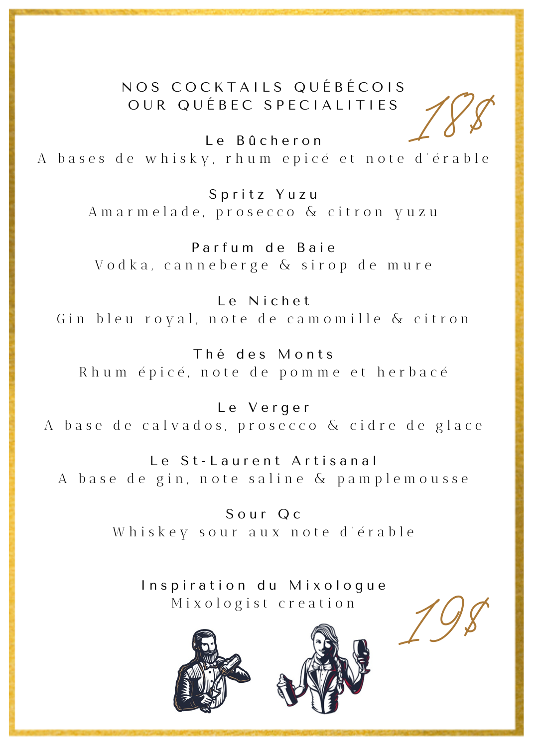# NOS COCKTAILS QUÉBÉCOIS
## OUR QUÉBEC SPECIALITIES

18$

**Le Bûcheron**
A bases de whisky, rhum epicé et note d'érable

**Spritz Yuzu**
Amarmelade, prosecco & citron yuzu

**Parfum de Baie**
Vodka, canneberge & sirop de mure

**Le Nichet**
Gin bleu royal, note de camomille & citron

**Thé des Monts**
Rhum épicé, note de pomme et herbacé

**Le Verger**
A base de calvados, prosecco & cidre de glace

**Le St-Laurent Artisanal**
A base de gin, note saline & pamplemousse

**Sour Qc**
Whiskey sour aux note d'érable

**Inspiration du Mixologue**
Mixologist creation

19$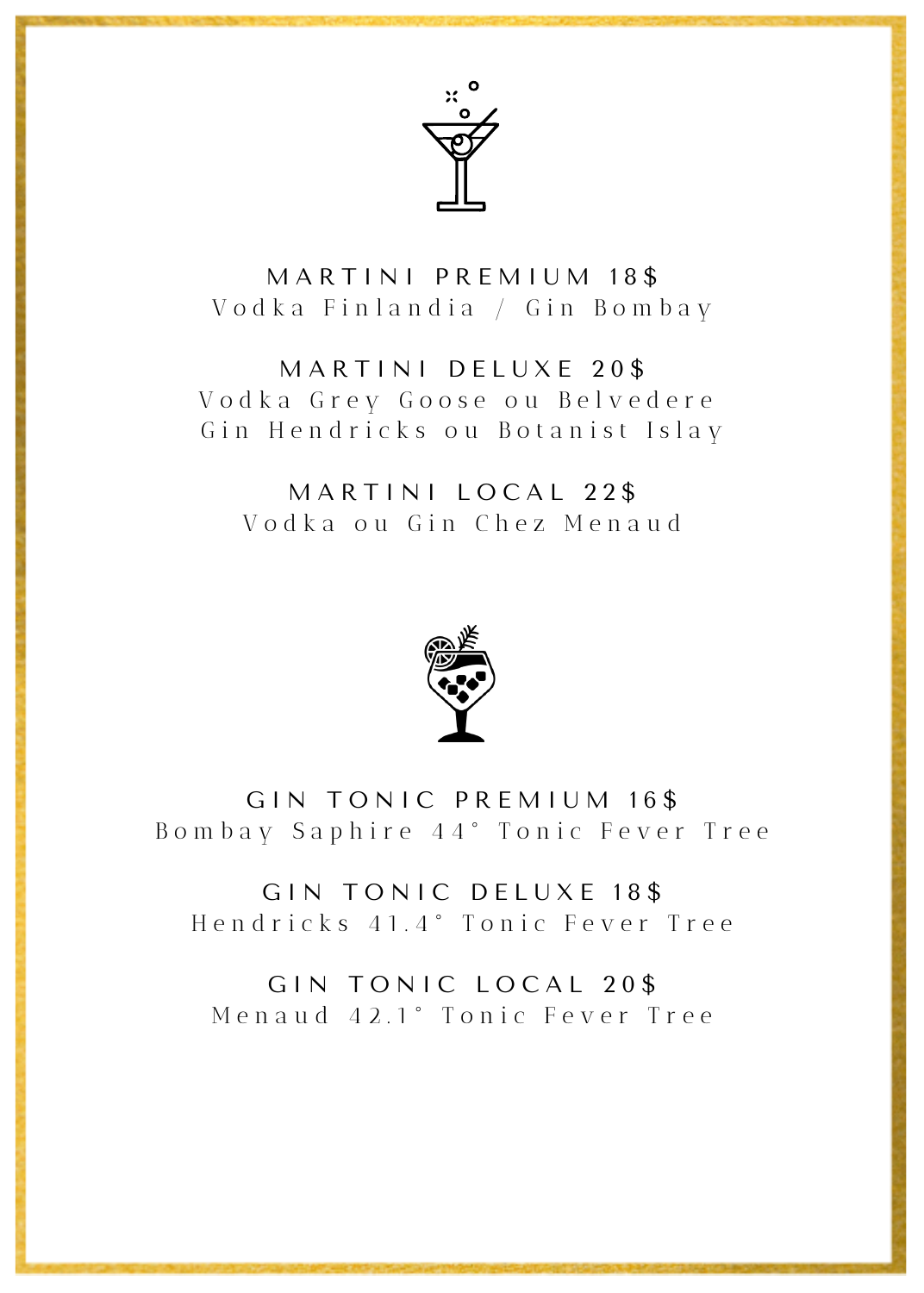### MARTINI PREMIUM 18$

Vodka Finlandia / Gin Bombay

### MARTINI DELUXE 20$

Vodka Grey Goose ou Belvedere
Gin Hendricks ou Botanist Islay

### MARTINI LOCAL 22$

Vodka ou Gin Chez Menaud

### GIN TONIC PREMIUM 16$

Bombay Saphire 44° Tonic Fever Tree

### GIN TONIC DELUXE 18$

Hendricks 41.4° Tonic Fever Tree

### GIN TONIC LOCAL 20$

Menaud 42.1° Tonic Fever Tree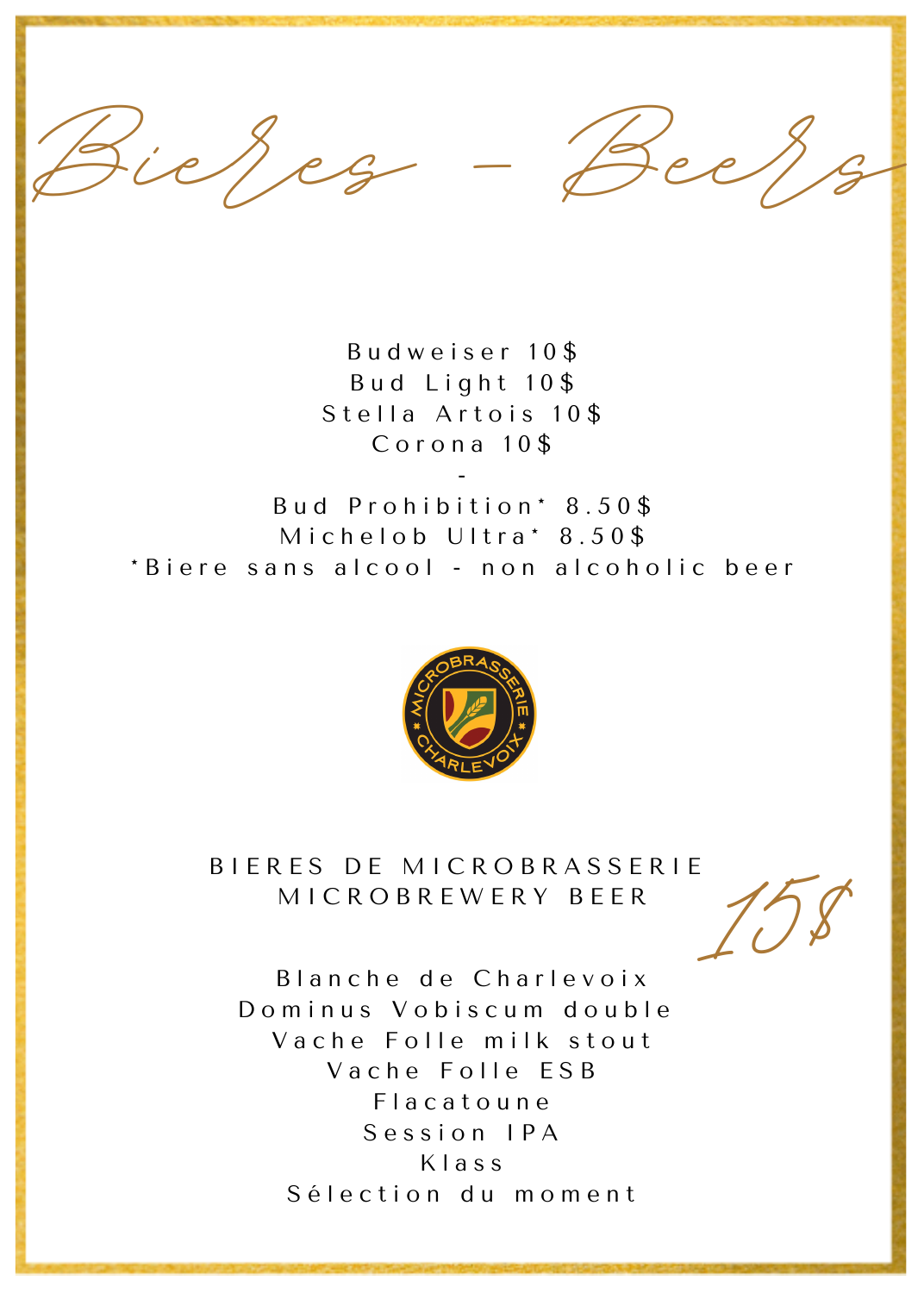# Bieres - Beers

Budweiser 10$
Bud Light 10$
Stella Artois 10$
Corona 10$
-
Bud Prohibition* 8.50$
Michelob Ultra* 8.50$
*Biere sans alcool - non alcoholic beer

MICROBRASSERIE CHARLEVOIX

## BIERES DE MICROBRASSERIE
## MICROBREWERY BEER

15$

Blanche de Charlevoix
Dominus Vobiscum double
Vache Folle milk stout
Vache Folle ESB
Flacatoune
Session IPA
Klass
Sélection du moment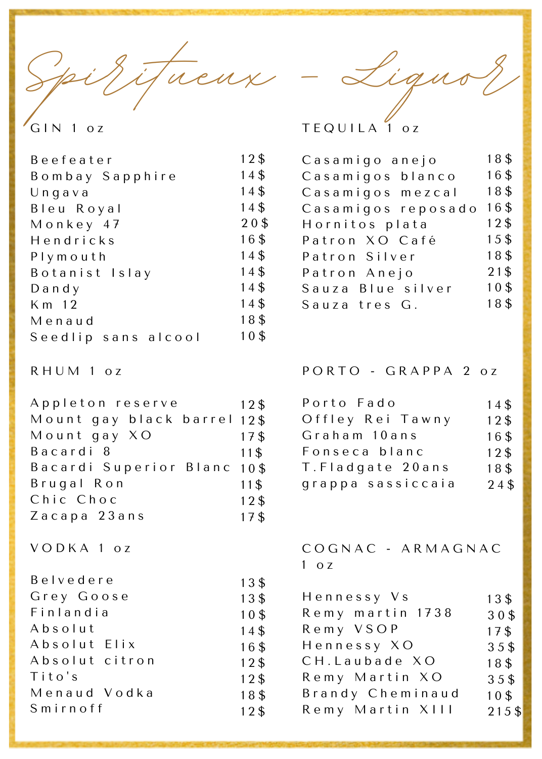# Spiritueux - Liquor

## GIN 1 oz

| | |
|---|---|
| Beefeater | 12$ |
| Bombay Sapphire | 14$ |
| Ungava | 14$ |
| Bleu Royal | 14$ |
| Monkey 47 | 20$ |
| Hendricks | 16$ |
| Plymouth | 14$ |
| Botanist Islay | 14$ |
| Dandy | 14$ |
| Km 12 | 14$ |
| Menaud | 18$ |
| Seedlip sans alcool | 10$ |

## RHUM 1 oz

| | |
|---|---|
| Appleton reserve | 12$ |
| Mount gay black barrel | 12$ |
| Mount gay XO | 17$ |
| Bacardi 8 | 11$ |
| Bacardi Superior Blanc | 10$ |
| Brugal Ron | 11$ |
| Chic Choc | 12$ |
| Zacapa 23ans | 17$ |

## VODKA 1 oz

| | |
|---|---|
| Belvedere | 13$ |
| Grey Goose | 13$ |
| Finlandia | 10$ |
| Absolut | 14$ |
| Absolut Elix | 16$ |
| Absolut citron | 12$ |
| Tito's | 12$ |
| Menaud Vodka | 18$ |
| Smirnoff | 12$ |

## TEQUILA 1 oz

| | |
|---|---|
| Casamigo anejo | 18$ |
| Casamigos blanco | 16$ |
| Casamigos mezcal | 18$ |
| Casamigos reposado | 16$ |
| Hornitos plata | 12$ |
| Patron XO Café | 15$ |
| Patron Silver | 18$ |
| Patron Anejo | 21$ |
| Sauza Blue silver | 10$ |
| Sauza tres G. | 18$ |

## PORTO - GRAPPA 2 oz

| | |
|---|---|
| Porto Fado | 14$ |
| Offley Rei Tawny | 12$ |
| Graham 10ans | 16$ |
| Fonseca blanc | 12$ |
| T.Fladgate 20ans | 18$ |
| grappa sassiccaia | 24$ |

## COGNAC - ARMAGNAC 1 oz

| | |
|---|---|
| Hennessy Vs | 13$ |
| Remy martin 1738 | 30$ |
| Remy VSOP | 17$ |
| Hennessy XO | 35$ |
| CH.Laubade XO | 18$ |
| Remy Martin XO | 35$ |
| Brandy Cheminaud | 10$ |
| Remy Martin XIII | 215$ |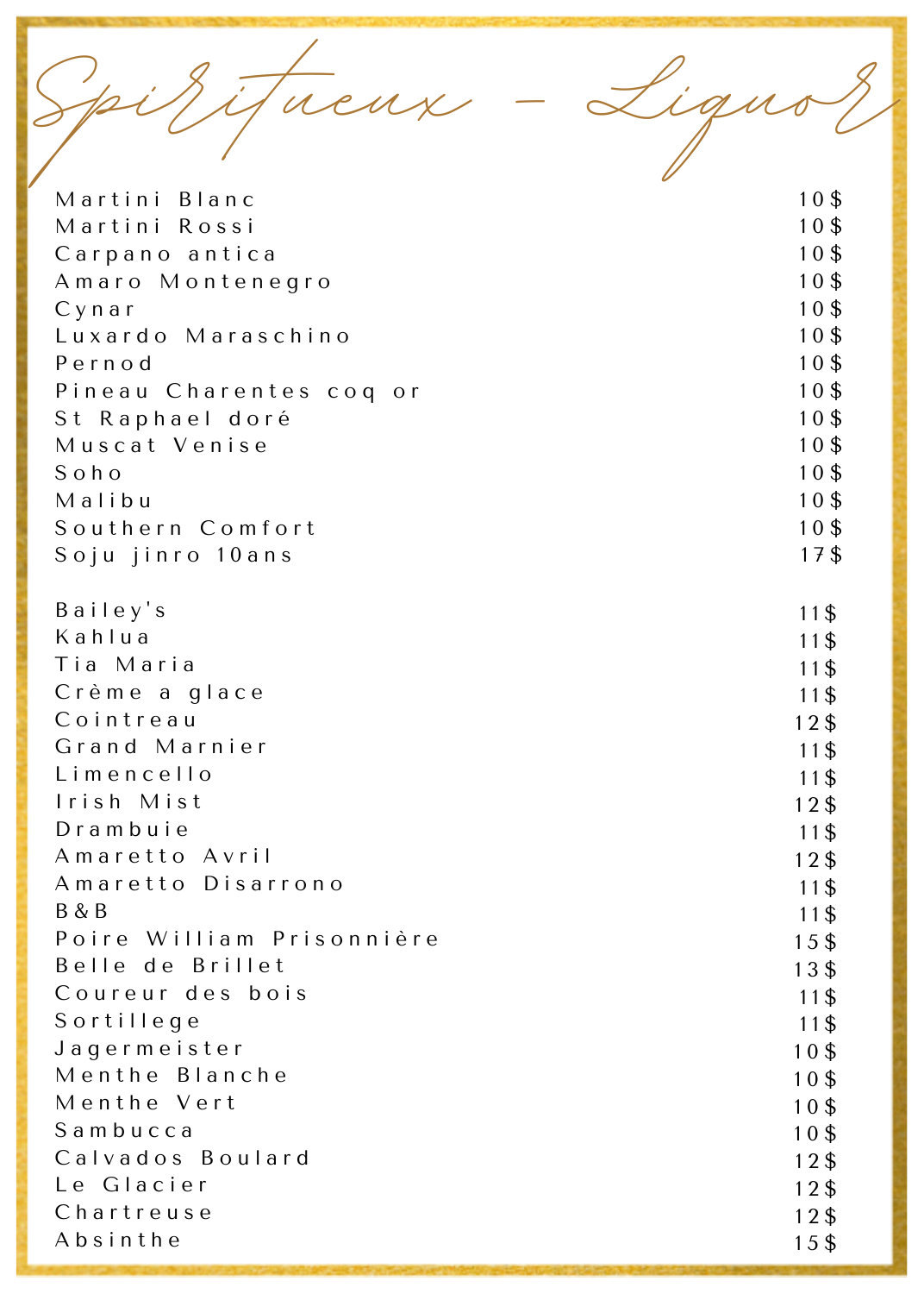# Spiritueux - Liquor

| | |
|---|---|
| Martini Blanc | 10$ |
| Martini Rossi | 10$ |
| Carpano antica | 10$ |
| Amaro Montenegro | 10$ |
| Cynar | 10$ |
| Luxardo Maraschino | 10$ |
| Pernod | 10$ |
| Pineau Charentes coq or | 10$ |
| St Raphael doré | 10$ |
| Muscat Venise | 10$ |
| Soho | 10$ |
| Malibu | 10$ |
| Southern Comfort | 10$ |
| Soju jinro 10ans | 17$ |

| | |
|---|---|
| Bailey's | 11$ |
| Kahlua | 11$ |
| Tia Maria | 11$ |
| Crème a glace | 11$ |
| Cointreau | 12$ |
| Grand Marnier | 11$ |
| Limencello | 11$ |
| Irish Mist | 12$ |
| Drambuie | 11$ |
| Amaretto Avril | 12$ |
| Amaretto Disarrono | 11$ |
| B&B | 11$ |
| Poire William Prisonnière | 15$ |
| Belle de Brillet | 13$ |
| Coureur des bois | 11$ |
| Sortillege | 11$ |
| Jagermeister | 10$ |
| Menthe Blanche | 10$ |
| Menthe Vert | 10$ |
| Sambucca | 10$ |
| Calvados Boulard | 12$ |
| Le Glacier | 12$ |
| Chartreuse | 12$ |
| Absinthe | 15$ |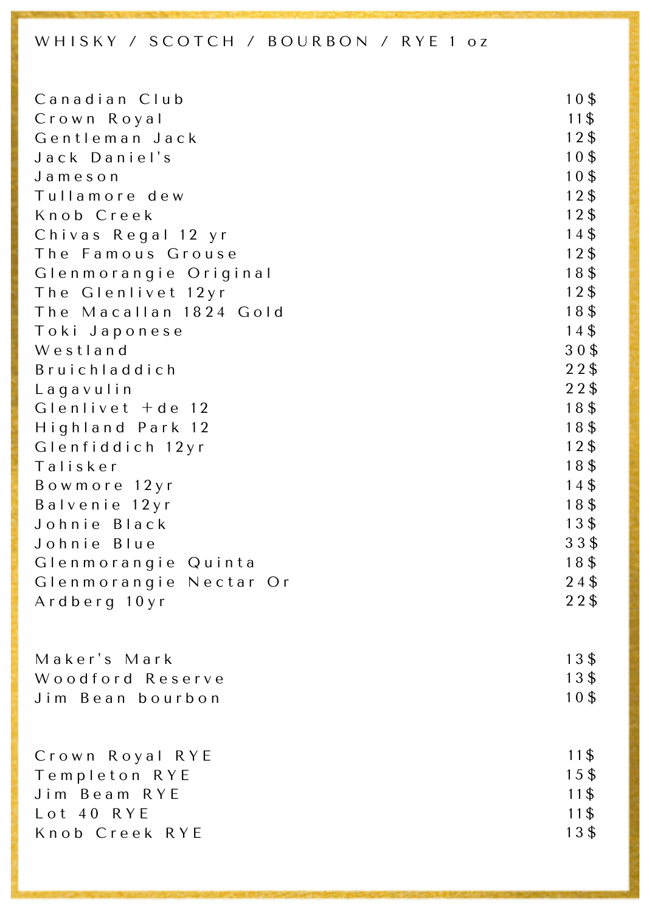## WHISKY / SCOTCH / BOURBON / RYE 1 oz

| | |
|---|---|
| Canadian Club | 10$ |
| Crown Royal | 11$ |
| Gentleman Jack | 12$ |
| Jack Daniel's | 10$ |
| Jameson | 10$ |
| Tullamore dew | 12$ |
| Knob Creek | 12$ |
| Chivas Regal 12 yr | 14$ |
| The Famous Grouse | 12$ |
| Glenmorangie Original | 18$ |
| The Glenlivet 12yr | 12$ |
| The Macallan 1824 Gold | 18$ |
| Toki Japonese | 14$ |
| Westland | 30$ |
| Bruichladdich | 22$ |
| Lagavulin | 22$ |
| Glenlivet +de 12 | 18$ |
| Highland Park 12 | 18$ |
| Glenfiddich 12yr | 12$ |
| Talisker | 18$ |
| Bowmore 12yr | 14$ |
| Balvenie 12yr | 18$ |
| Johnie Black | 13$ |
| Johnie Blue | 33$ |
| Glenmorangie Quinta | 18$ |
| Glenmorangie Nectar Or | 24$ |
| Ardberg 10yr | 22$ |

| | |
|---|---|
| Maker's Mark | 13$ |
| Woodford Reserve | 13$ |
| Jim Bean bourbon | 10$ |

| | |
|---|---|
| Crown Royal RYE | 11$ |
| Templeton RYE | 15$ |
| Jim Beam RYE | 11$ |
| Lot 40 RYE | 11$ |
| Knob Creek RYE | 13$ |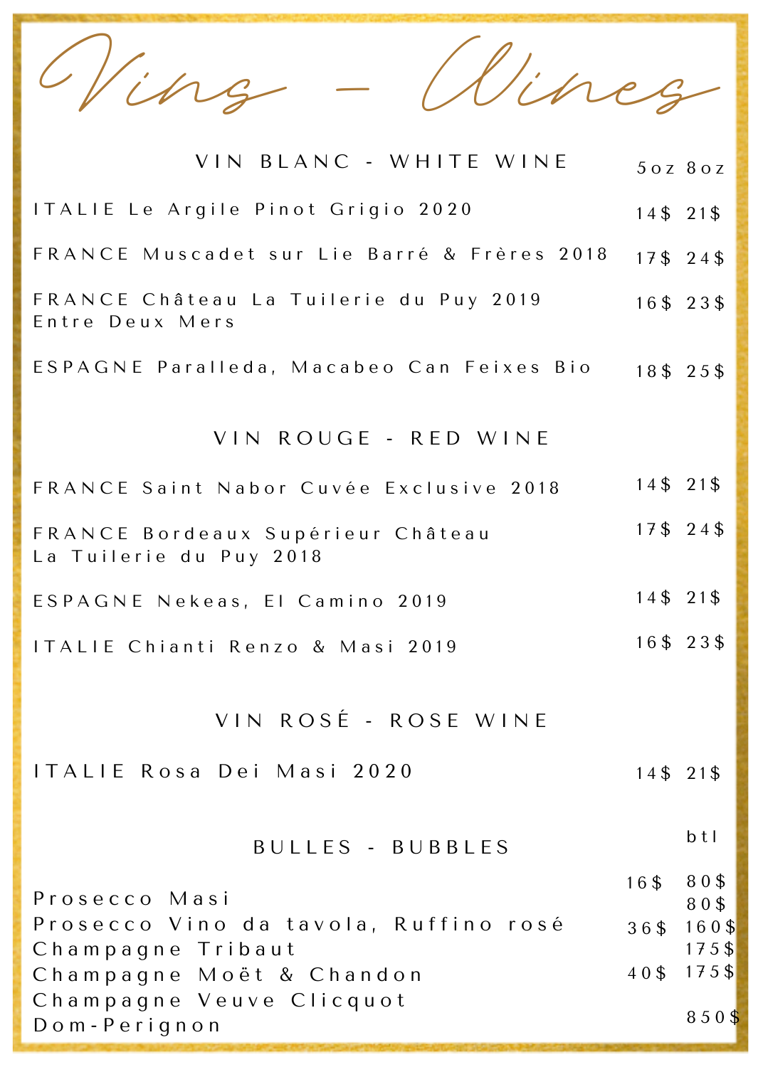# Vins - Wines

## VIN BLANC - WHITE WINE

| | 5oz | 8oz |
|---|---|---|
| ITALIE Le Argile Pinot Grigio 2020 | 14$ | 21$ |
| FRANCE Muscadet sur Lie Barré & Frères 2018 | 17$ | 24$ |
| FRANCE Château La Tuilerie du Puy 2019 Entre Deux Mers | 16$ | 23$ |
| ESPAGNE Paralleda, Macabeo Can Feixes Bio | 18$ | 25$ |

## VIN ROUGE - RED WINE

| | 5oz | 8oz |
|---|---|---|
| FRANCE Saint Nabor Cuvée Exclusive 2018 | 14$ | 21$ |
| FRANCE Bordeaux Supérieur Château La Tuilerie du Puy 2018 | 17$ | 24$ |
| ESPAGNE Nekeas, El Camino 2019 | 14$ | 21$ |
| ITALIE Chianti Renzo & Masi 2019 | 16$ | 23$ |

## VIN ROSÉ - ROSE WINE

| | 5oz | 8oz |
|---|---|---|
| ITALIE Rosa Dei Masi 2020 | 14$ | 21$ |

## BULLES - BUBBLES

| | | btl |
|---|---|---|
| Prosecco Masi | 16$ | 80$ |
| Prosecco Vino da tavola, Ruffino rosé | | 80$ |
| Champagne Tribaut | 36$ | 160$ |
| Champagne Moët & Chandon | | 175$ |
| Champagne Veuve Clicquot | 40$ | 175$ |
| Dom-Perignon | | 850$ |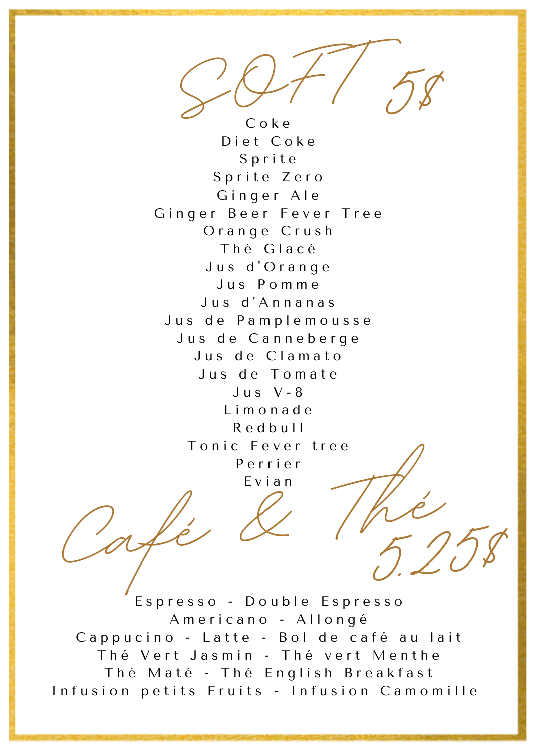# SOFT 5$

Coke
Diet Coke
Sprite
Sprite Zero
Ginger Ale
Ginger Beer Fever Tree
Orange Crush
Thé Glacé
Jus d'Orange
Jus Pomme
Jus d'Annanas
Jus de Pamplemousse
Jus de Canneberge
Jus de Clamato
Jus de Tomate
Jus V-8
Limonade
Redbull
Tonic Fever tree
Perrier
Evian

# Café & Thé 5.25$

Espresso - Double Espresso
Americano - Allongé
Cappucino - Latte - Bol de café au lait
Thé Vert Jasmin - Thé vert Menthe
Thé Maté - Thé English Breakfast
Infusion petits Fruits - Infusion Camomille